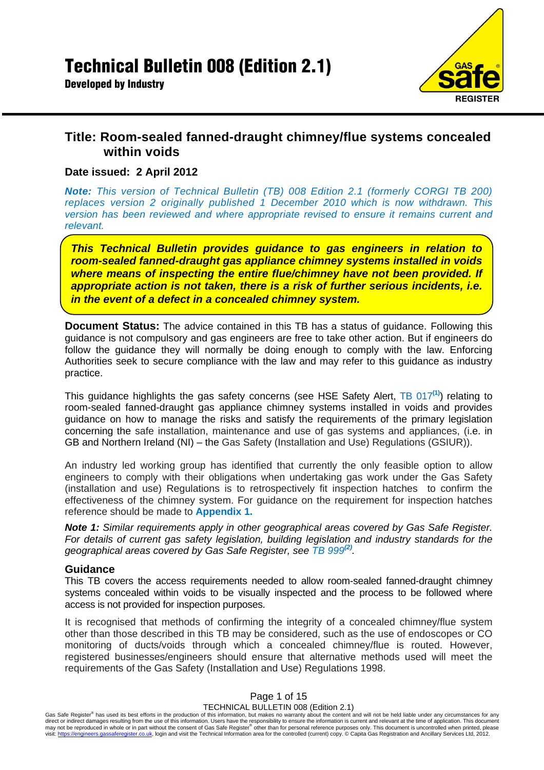# Technical Bulletin 008 (Edition 2.1)

**Developed by Industry**

## Title: Room-sealed fanned-draught chimney/flue systems concealed within voids

**Date issued: 2 April 2012**

***Note:*** *This version of Technical Bulletin (TB) 008 Edition 2.1 (formerly CORGI TB 200) replaces version 2 originally published 1 December 2010 which is now withdrawn. This version has been reviewed and where appropriate revised to ensure it remains current and relevant.*

***This Technical Bulletin provides guidance to gas engineers in relation to room-sealed fanned-draught gas appliance chimney systems installed in voids where means of inspecting the entire flue/chimney have not been provided. If appropriate action is not taken, there is a risk of further serious incidents, i.e. in the event of a defect in a concealed chimney system.***

**Document Status:** The advice contained in this TB has a status of guidance. Following this guidance is not compulsory and gas engineers are free to take other action. But if engineers do follow the guidance they will normally be doing enough to comply with the law. Enforcing Authorities seek to secure compliance with the law and may refer to this guidance as industry practice.

This guidance highlights the gas safety concerns (see HSE Safety Alert, TB 017[(1)]) relating to room-sealed fanned-draught gas appliance chimney systems installed in voids and provides guidance on how to manage the risks and satisfy the requirements of the primary legislation concerning the safe installation, maintenance and use of gas systems and appliances, (i.e. in GB and Northern Ireland (NI) – the Gas Safety (Installation and Use) Regulations (GSIUR)).

An industry led working group has identified that currently the only feasible option to allow engineers to comply with their obligations when undertaking gas work under the Gas Safety (installation and use) Regulations is to retrospectively fit inspection hatches to confirm the effectiveness of the chimney system. For guidance on the requirement for inspection hatches reference should be made to **Appendix 1.**

***Note 1:*** *Similar requirements apply in other geographical areas covered by Gas Safe Register. For details of current gas safety legislation, building legislation and industry standards for the geographical areas covered by Gas Safe Register, see TB 999[(2)].*

### Guidance

This TB covers the access requirements needed to allow room-sealed fanned-draught chimney systems concealed within voids to be visually inspected and the process to be followed where access is not provided for inspection purposes.

It is recognised that methods of confirming the integrity of a concealed chimney/flue system other than those described in this TB may be considered, such as the use of endoscopes or CO monitoring of ducts/voids through which a concealed chimney/flue is routed. However, registered businesses/engineers should ensure that alternative methods used will meet the requirements of the Gas Safety (Installation and Use) Regulations 1998.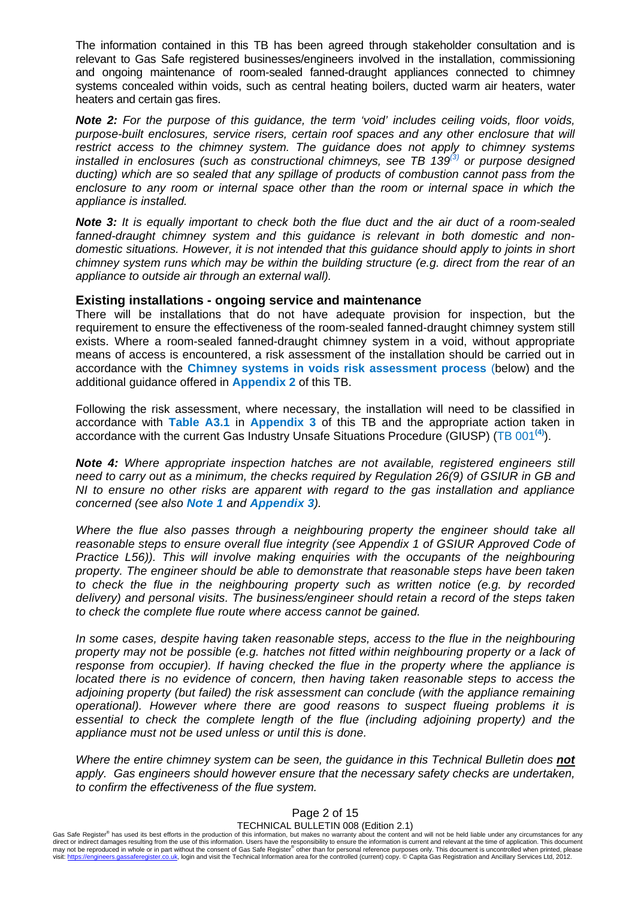The information contained in this TB has been agreed through stakeholder consultation and is relevant to Gas Safe registered businesses/engineers involved in the installation, commissioning and ongoing maintenance of room-sealed fanned-draught appliances connected to chimney systems concealed within voids, such as central heating boilers, ducted warm air heaters, water heaters and certain gas fires.

***Note 2:*** *For the purpose of this guidance, the term 'void' includes ceiling voids, floor voids, purpose-built enclosures, service risers, certain roof spaces and any other enclosure that will restrict access to the chimney system. The guidance does not apply to chimney systems installed in enclosures (such as constructional chimneys, see TB 139[3] or purpose designed ducting) which are so sealed that any spillage of products of combustion cannot pass from the enclosure to any room or internal space other than the room or internal space in which the appliance is installed.*

***Note 3:*** *It is equally important to check both the flue duct and the air duct of a room-sealed fanned-draught chimney system and this guidance is relevant in both domestic and non-domestic situations. However, it is not intended that this guidance should apply to joints in short chimney system runs which may be within the building structure (e.g. direct from the rear of an appliance to outside air through an external wall).*

## Existing installations - ongoing service and maintenance

There will be installations that do not have adequate provision for inspection, but the requirement to ensure the effectiveness of the room-sealed fanned-draught chimney system still exists. Where a room-sealed fanned-draught chimney system in a void, without appropriate means of access is encountered, a risk assessment of the installation should be carried out in accordance with the **Chimney systems in voids risk assessment process** (below) and the additional guidance offered in **Appendix 2** of this TB.

Following the risk assessment, where necessary, the installation will need to be classified in accordance with **Table A3.1** in **Appendix 3** of this TB and the appropriate action taken in accordance with the current Gas Industry Unsafe Situations Procedure (GIUSP) (TB 001[4]).

***Note 4:*** *Where appropriate inspection hatches are not available, registered engineers still need to carry out as a minimum, the checks required by Regulation 26(9) of GSIUR in GB and NI to ensure no other risks are apparent with regard to the gas installation and appliance concerned (see also **Note 1** and **Appendix 3**).*

*Where the flue also passes through a neighbouring property the engineer should take all reasonable steps to ensure overall flue integrity (see Appendix 1 of GSIUR Approved Code of Practice L56)). This will involve making enquiries with the occupants of the neighbouring property. The engineer should be able to demonstrate that reasonable steps have been taken to check the flue in the neighbouring property such as written notice (e.g. by recorded delivery) and personal visits. The business/engineer should retain a record of the steps taken to check the complete flue route where access cannot be gained.*

*In some cases, despite having taken reasonable steps, access to the flue in the neighbouring property may not be possible (e.g. hatches not fitted within neighbouring property or a lack of response from occupier). If having checked the flue in the property where the appliance is located there is no evidence of concern, then having taken reasonable steps to access the adjoining property (but failed) the risk assessment can conclude (with the appliance remaining operational). However where there are good reasons to suspect flueing problems it is essential to check the complete length of the flue (including adjoining property) and the appliance must not be used unless or until this is done.*

*Where the entire chimney system can be seen, the guidance in this Technical Bulletin does **not** apply. Gas engineers should however ensure that the necessary safety checks are undertaken, to confirm the effectiveness of the flue system.*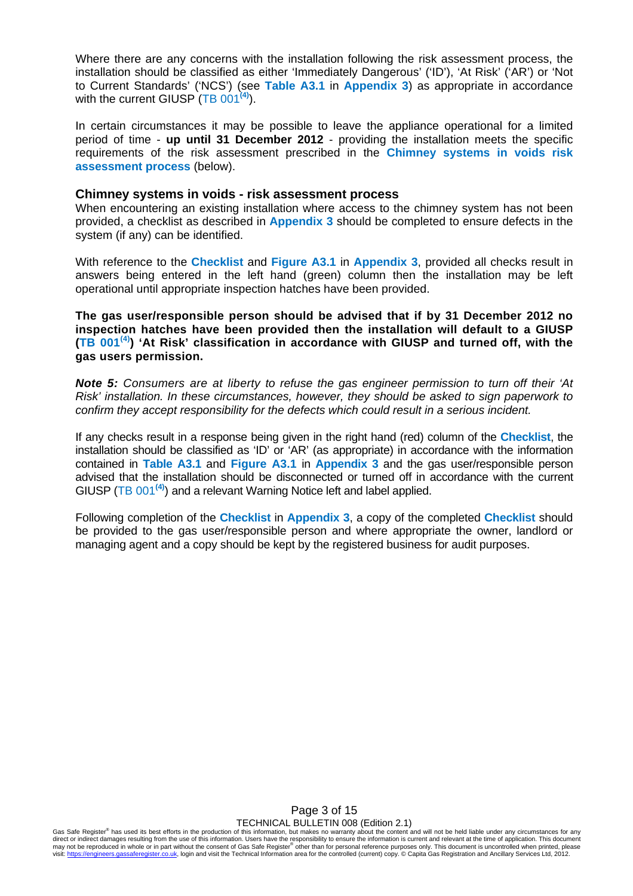Where there are any concerns with the installation following the risk assessment process, the installation should be classified as either 'Immediately Dangerous' ('ID'), 'At Risk' ('AR') or 'Not to Current Standards' ('NCS') (see **Table A3.1** in **Appendix 3**) as appropriate in accordance with the current GIUSP (TB 001[4]).

In certain circumstances it may be possible to leave the appliance operational for a limited period of time - **up until 31 December 2012** - providing the installation meets the specific requirements of the risk assessment prescribed in the **Chimney systems in voids risk assessment process** (below).

## Chimney systems in voids - risk assessment process

When encountering an existing installation where access to the chimney system has not been provided, a checklist as described in **Appendix 3** should be completed to ensure defects in the system (if any) can be identified.

With reference to the **Checklist** and **Figure A3.1** in **Appendix 3**, provided all checks result in answers being entered in the left hand (green) column then the installation may be left operational until appropriate inspection hatches have been provided.

**The gas user/responsible person should be advised that if by 31 December 2012 no inspection hatches have been provided then the installation will default to a GIUSP (TB 001[4]) 'At Risk' classification in accordance with GIUSP and turned off, with the gas users permission.**

***Note 5:*** *Consumers are at liberty to refuse the gas engineer permission to turn off their 'At Risk' installation. In these circumstances, however, they should be asked to sign paperwork to confirm they accept responsibility for the defects which could result in a serious incident.*

If any checks result in a response being given in the right hand (red) column of the **Checklist**, the installation should be classified as 'ID' or 'AR' (as appropriate) in accordance with the information contained in **Table A3.1** and **Figure A3.1** in **Appendix 3** and the gas user/responsible person advised that the installation should be disconnected or turned off in accordance with the current GIUSP (TB 001[4]) and a relevant Warning Notice left and label applied.

Following completion of the **Checklist** in **Appendix 3**, a copy of the completed **Checklist** should be provided to the gas user/responsible person and where appropriate the owner, landlord or managing agent and a copy should be kept by the registered business for audit purposes.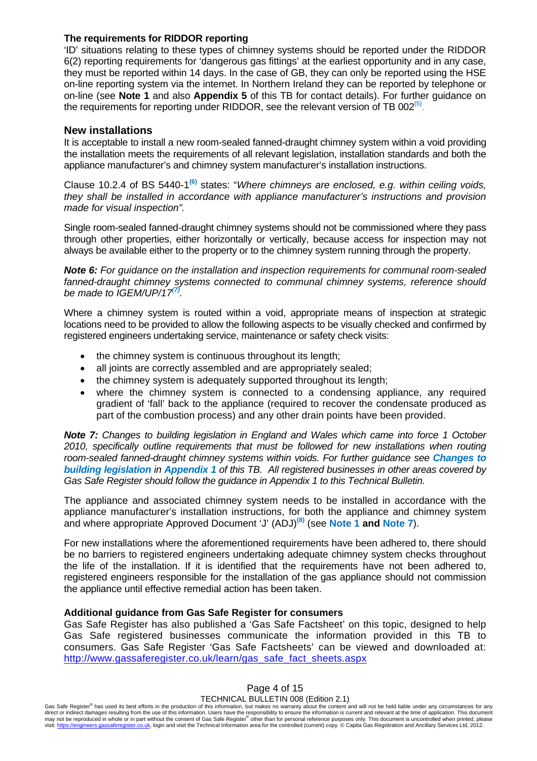### The requirements for RIDDOR reporting

'ID' situations relating to these types of chimney systems should be reported under the RIDDOR 6(2) reporting requirements for 'dangerous gas fittings' at the earliest opportunity and in any case, they must be reported within 14 days. In the case of GB, they can only be reported using the HSE on-line reporting system via the internet. In Northern Ireland they can be reported by telephone or on-line (see **Note 1** and also **Appendix 5** of this TB for contact details). For further guidance on the requirements for reporting under RIDDOR, see the relevant version of TB 002[5].

## New installations

It is acceptable to install a new room-sealed fanned-draught chimney system within a void providing the installation meets the requirements of all relevant legislation, installation standards and both the appliance manufacturer's and chimney system manufacturer's installation instructions.

Clause 10.2.4 of BS 5440-1[6] states: "*Where chimneys are enclosed, e.g. within ceiling voids, they shall be installed in accordance with appliance manufacturer's instructions and provision made for visual inspection".*

Single room-sealed fanned-draught chimney systems should not be commissioned where they pass through other properties, either horizontally or vertically, because access for inspection may not always be available either to the property or to the chimney system running through the property.

***Note 6:*** *For guidance on the installation and inspection requirements for communal room-sealed fanned-draught chimney systems connected to communal chimney systems, reference should be made to IGEM/UP/17[7].*

Where a chimney system is routed within a void, appropriate means of inspection at strategic locations need to be provided to allow the following aspects to be visually checked and confirmed by registered engineers undertaking service, maintenance or safety check visits:

- the chimney system is continuous throughout its length;
- all joints are correctly assembled and are appropriately sealed;
- the chimney system is adequately supported throughout its length;
- where the chimney system is connected to a condensing appliance, any required gradient of 'fall' back to the appliance (required to recover the condensate produced as part of the combustion process) and any other drain points have been provided.

***Note 7:*** *Changes to building legislation in England and Wales which came into force 1 October 2010, specifically outline requirements that must be followed for new installations when routing room-sealed fanned-draught chimney systems within voids. For further guidance see **Changes to building legislation** in **Appendix 1** of this TB. All registered businesses in other areas covered by Gas Safe Register should follow the guidance in Appendix 1 to this Technical Bulletin.*

The appliance and associated chimney system needs to be installed in accordance with the appliance manufacturer's installation instructions, for both the appliance and chimney system and where appropriate Approved Document 'J' (ADJ)[8] (see **Note 1 and Note 7**).

For new installations where the aforementioned requirements have been adhered to, there should be no barriers to registered engineers undertaking adequate chimney system checks throughout the life of the installation. If it is identified that the requirements have not been adhered to, registered engineers responsible for the installation of the gas appliance should not commission the appliance until effective remedial action has been taken.

### Additional guidance from Gas Safe Register for consumers

Gas Safe Register has also published a 'Gas Safe Factsheet' on this topic, designed to help Gas Safe registered businesses communicate the information provided in this TB to consumers. Gas Safe Register 'Gas Safe Factsheets' can be viewed and downloaded at: http://www.gassaferegister.co.uk/learn/gas_safe_fact_sheets.aspx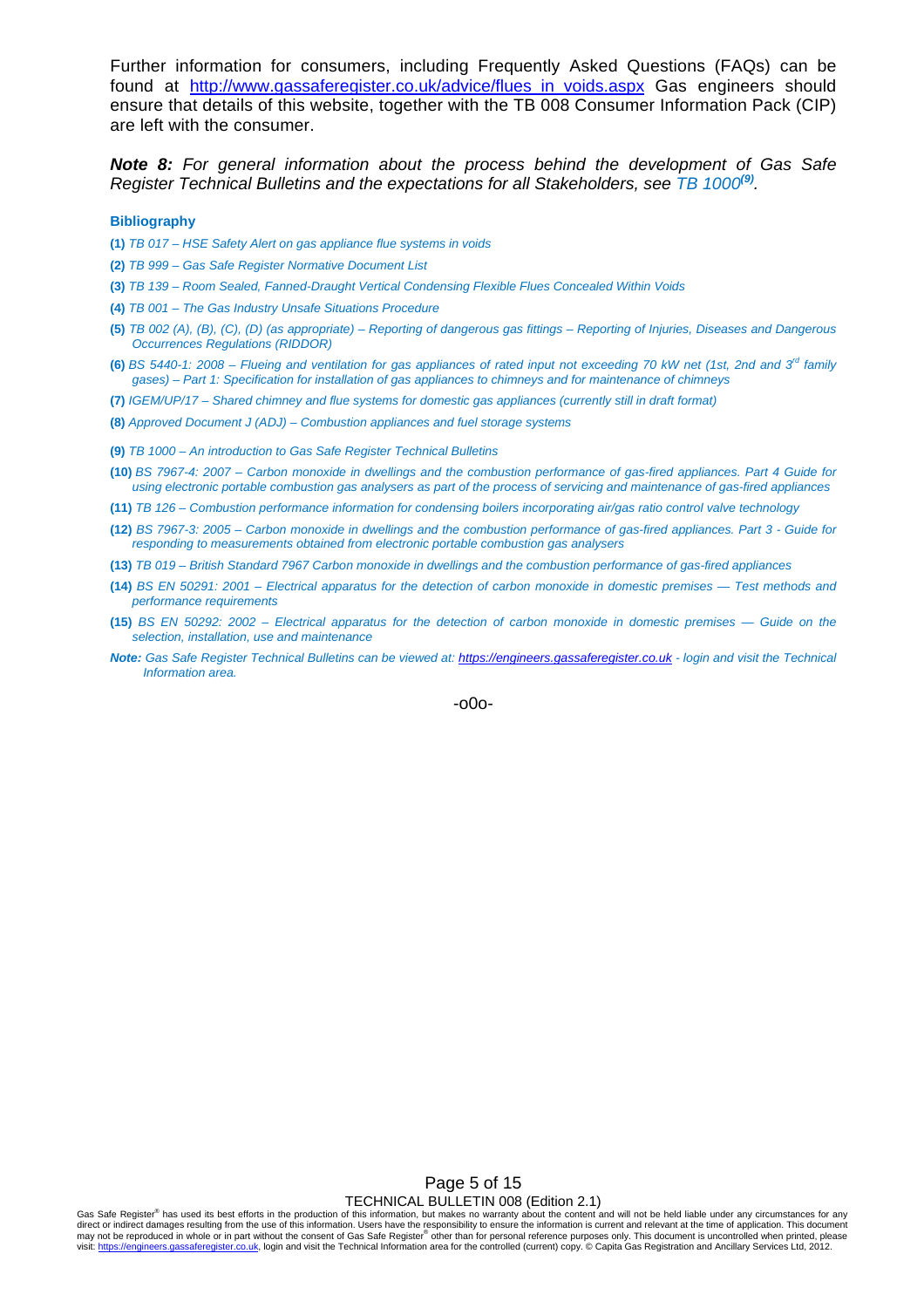Further information for consumers, including Frequently Asked Questions (FAQs) can be found at http://www.gassaferegister.co.uk/advice/flues_in_voids.aspx Gas engineers should ensure that details of this website, together with the TB 008 Consumer Information Pack (CIP) are left with the consumer.

***Note 8:*** *For general information about the process behind the development of Gas Safe Register Technical Bulletins and the expectations for all Stakeholders, see TB 1000[(9)].*

**Bibliography**

**(1)** *TB 017 – HSE Safety Alert on gas appliance flue systems in voids*

**(2)** *TB 999 – Gas Safe Register Normative Document List*

**(3)** *TB 139 – Room Sealed, Fanned-Draught Vertical Condensing Flexible Flues Concealed Within Voids*

**(4)** *TB 001 – The Gas Industry Unsafe Situations Procedure*

**(5)** *TB 002 (A), (B), (C), (D) (as appropriate) – Reporting of dangerous gas fittings – Reporting of Injuries, Diseases and Dangerous Occurrences Regulations (RIDDOR)*

**(6)** *BS 5440-1: 2008 – Flueing and ventilation for gas appliances of rated input not exceeding 70 kW net (1st, 2nd and 3rd family gases) – Part 1: Specification for installation of gas appliances to chimneys and for maintenance of chimneys*

**(7)** *IGEM/UP/17 – Shared chimney and flue systems for domestic gas appliances (currently still in draft format)*

**(8)** *Approved Document J (ADJ) – Combustion appliances and fuel storage systems*

**(9)** *TB 1000 – An introduction to Gas Safe Register Technical Bulletins*

**(10)** *BS 7967-4: 2007 – Carbon monoxide in dwellings and the combustion performance of gas-fired appliances. Part 4 Guide for using electronic portable combustion gas analysers as part of the process of servicing and maintenance of gas-fired appliances*

**(11)** *TB 126 – Combustion performance information for condensing boilers incorporating air/gas ratio control valve technology*

**(12)** *BS 7967-3: 2005 – Carbon monoxide in dwellings and the combustion performance of gas-fired appliances. Part 3 - Guide for responding to measurements obtained from electronic portable combustion gas analysers*

**(13)** *TB 019 – British Standard 7967 Carbon monoxide in dwellings and the combustion performance of gas-fired appliances*

**(14)** *BS EN 50291: 2001 – Electrical apparatus for the detection of carbon monoxide in domestic premises — Test methods and performance requirements*

**(15)** *BS EN 50292: 2002 – Electrical apparatus for the detection of carbon monoxide in domestic premises — Guide on the selection, installation, use and maintenance*

***Note:*** *Gas Safe Register Technical Bulletins can be viewed at: https://engineers.gassaferegister.co.uk - login and visit the Technical Information area.*

-o0o-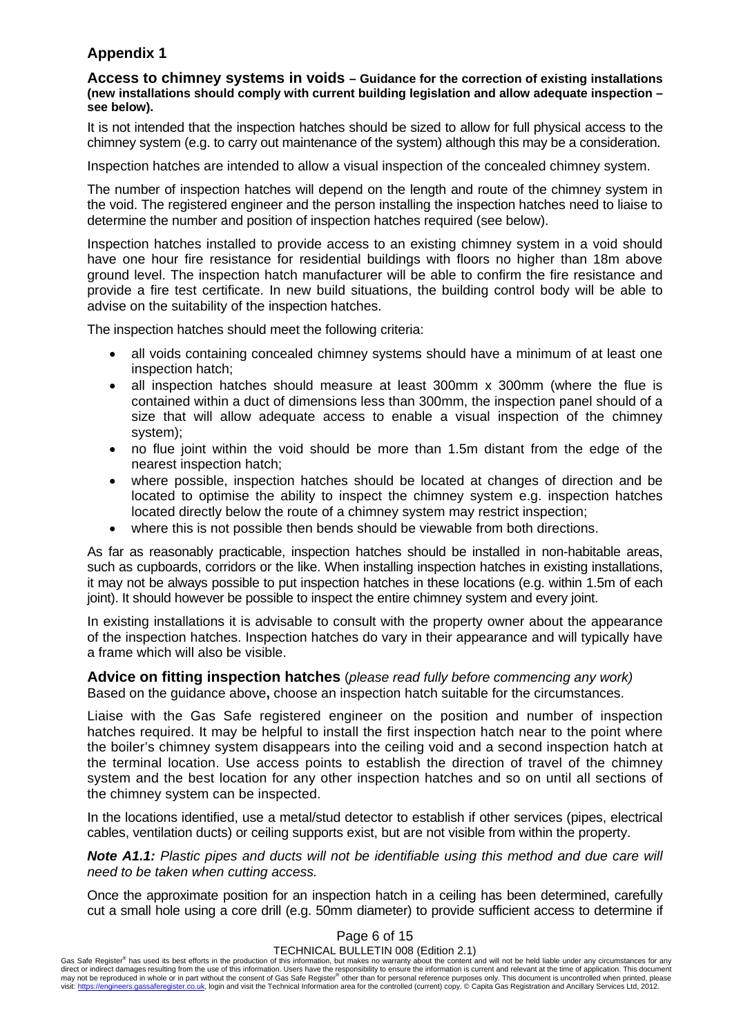## Appendix 1

**Access to chimney systems in voids – Guidance for the correction of existing installations (new installations should comply with current building legislation and allow adequate inspection – see below).**

It is not intended that the inspection hatches should be sized to allow for full physical access to the chimney system (e.g. to carry out maintenance of the system) although this may be a consideration.

Inspection hatches are intended to allow a visual inspection of the concealed chimney system.

The number of inspection hatches will depend on the length and route of the chimney system in the void. The registered engineer and the person installing the inspection hatches need to liaise to determine the number and position of inspection hatches required (see below).

Inspection hatches installed to provide access to an existing chimney system in a void should have one hour fire resistance for residential buildings with floors no higher than 18m above ground level. The inspection hatch manufacturer will be able to confirm the fire resistance and provide a fire test certificate. In new build situations, the building control body will be able to advise on the suitability of the inspection hatches.

The inspection hatches should meet the following criteria:

- all voids containing concealed chimney systems should have a minimum of at least one inspection hatch;
- all inspection hatches should measure at least 300mm x 300mm (where the flue is contained within a duct of dimensions less than 300mm, the inspection panel should of a size that will allow adequate access to enable a visual inspection of the chimney system);
- no flue joint within the void should be more than 1.5m distant from the edge of the nearest inspection hatch;
- where possible, inspection hatches should be located at changes of direction and be located to optimise the ability to inspect the chimney system e.g. inspection hatches located directly below the route of a chimney system may restrict inspection;
- where this is not possible then bends should be viewable from both directions.

As far as reasonably practicable, inspection hatches should be installed in non-habitable areas, such as cupboards, corridors or the like. When installing inspection hatches in existing installations, it may not be always possible to put inspection hatches in these locations (e.g. within 1.5m of each joint). It should however be possible to inspect the entire chimney system and every joint.

In existing installations it is advisable to consult with the property owner about the appearance of the inspection hatches. Inspection hatches do vary in their appearance and will typically have a frame which will also be visible.

**Advice on fitting inspection hatches** (*please read fully before commencing any work)*
Based on the guidance above**,** choose an inspection hatch suitable for the circumstances.

Liaise with the Gas Safe registered engineer on the position and number of inspection hatches required. It may be helpful to install the first inspection hatch near to the point where the boiler's chimney system disappears into the ceiling void and a second inspection hatch at the terminal location. Use access points to establish the direction of travel of the chimney system and the best location for any other inspection hatches and so on until all sections of the chimney system can be inspected.

In the locations identified, use a metal/stud detector to establish if other services (pipes, electrical cables, ventilation ducts) or ceiling supports exist, but are not visible from within the property.

***Note A1.1:*** *Plastic pipes and ducts will not be identifiable using this method and due care will need to be taken when cutting access.*

Once the approximate position for an inspection hatch in a ceiling has been determined, carefully cut a small hole using a core drill (e.g. 50mm diameter) to provide sufficient access to determine if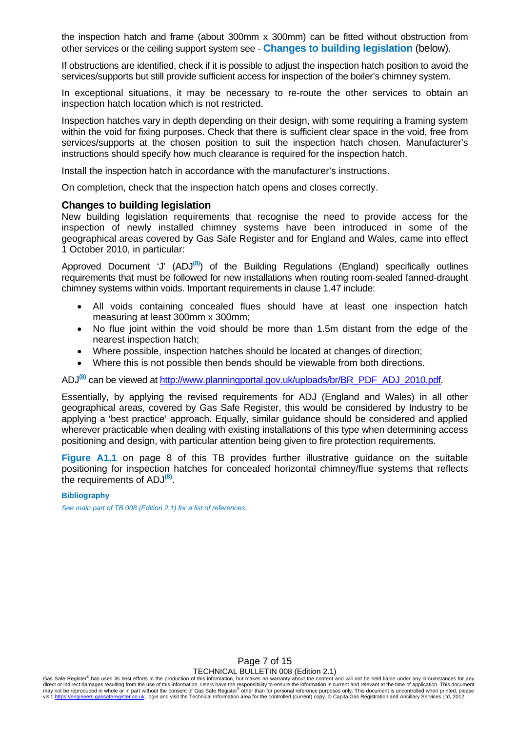the inspection hatch and frame (about 300mm x 300mm) can be fitted without obstruction from other services or the ceiling support system see - **Changes to building legislation** (below).

If obstructions are identified, check if it is possible to adjust the inspection hatch position to avoid the services/supports but still provide sufficient access for inspection of the boiler's chimney system.

In exceptional situations, it may be necessary to re-route the other services to obtain an inspection hatch location which is not restricted.

Inspection hatches vary in depth depending on their design, with some requiring a framing system within the void for fixing purposes. Check that there is sufficient clear space in the void, free from services/supports at the chosen position to suit the inspection hatch chosen. Manufacturer's instructions should specify how much clearance is required for the inspection hatch.

Install the inspection hatch in accordance with the manufacturer's instructions.

On completion, check that the inspection hatch opens and closes correctly.

### Changes to building legislation

New building legislation requirements that recognise the need to provide access for the inspection of newly installed chimney systems have been introduced in some of the geographical areas covered by Gas Safe Register and for England and Wales, came into effect 1 October 2010, in particular:

Approved Document 'J' (ADJ[8]) of the Building Regulations (England) specifically outlines requirements that must be followed for new installations when routing room-sealed fanned-draught chimney systems within voids. Important requirements in clause 1.47 include:

- All voids containing concealed flues should have at least one inspection hatch measuring at least 300mm x 300mm;
- No flue joint within the void should be more than 1.5m distant from the edge of the nearest inspection hatch;
- Where possible, inspection hatches should be located at changes of direction;
- Where this is not possible then bends should be viewable from both directions.

ADJ[8] can be viewed at http://www.planningportal.gov.uk/uploads/br/BR_PDF_ADJ_2010.pdf.

Essentially, by applying the revised requirements for ADJ (England and Wales) in all other geographical areas, covered by Gas Safe Register, this would be considered by Industry to be applying a 'best practice' approach. Equally, similar guidance should be considered and applied wherever practicable when dealing with existing installations of this type when determining access positioning and design, with particular attention being given to fire protection requirements.

**Figure A1.1** on page 8 of this TB provides further illustrative guidance on the suitable positioning for inspection hatches for concealed horizontal chimney/flue systems that reflects the requirements of ADJ[8].

**Bibliography**

*See main part of TB 008 (Edition 2.1) for a list of references.*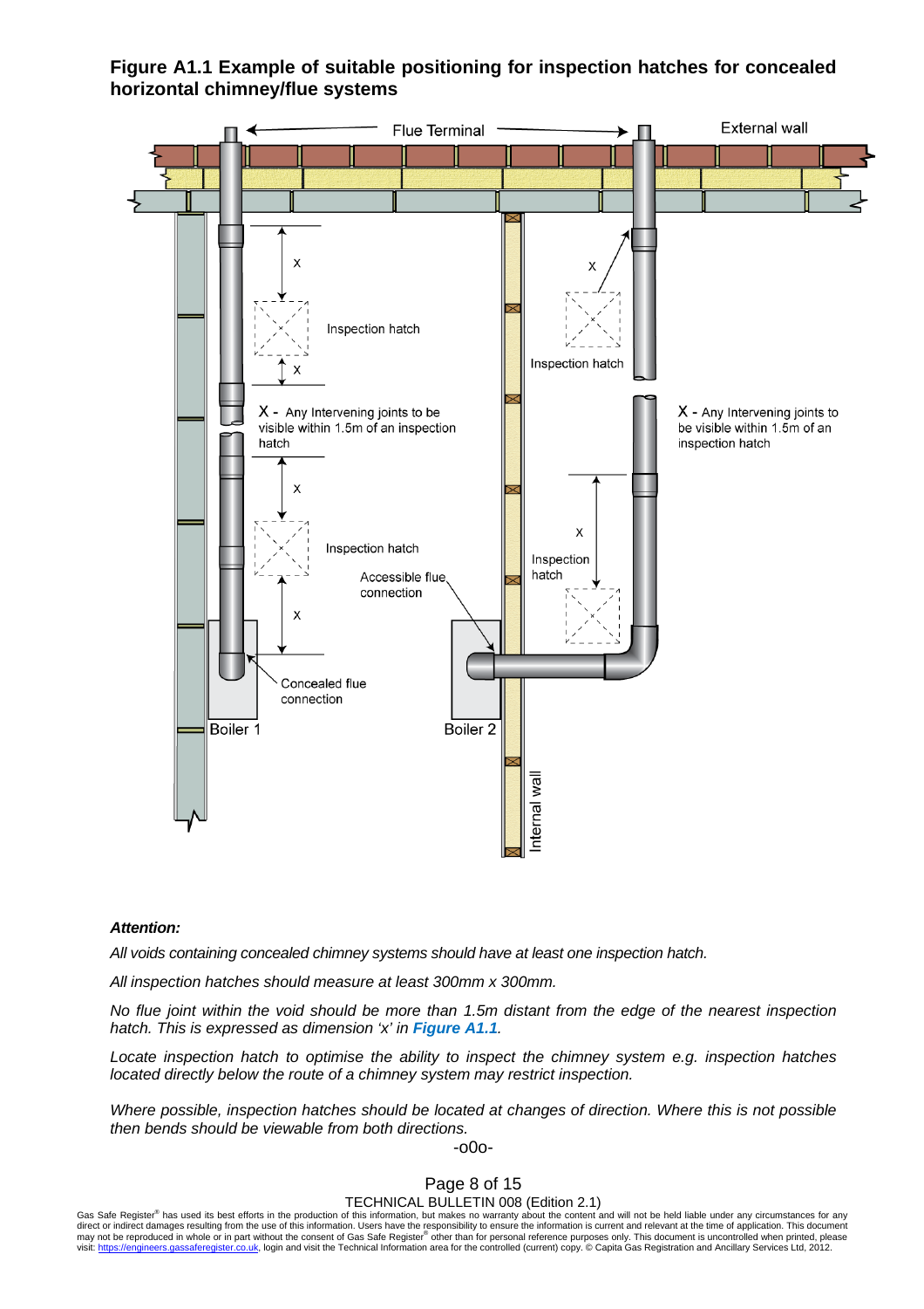**Figure A1.1 Example of suitable positioning for inspection hatches for concealed horizontal chimney/flue systems**

Flue Terminal

External wall

X - Any Intervening joints to be visible within 1.5m of an inspection hatch

Inspection hatch

Accessible flue connection

Concealed flue connection

Boiler 1

Boiler 2

Internal wall

***Attention:***

*All voids containing concealed chimney systems should have at least one inspection hatch.*

*All inspection hatches should measure at least 300mm x 300mm.*

*No flue joint within the void should be more than 1.5m distant from the edge of the nearest inspection hatch. This is expressed as dimension 'x' in **Figure A1.1**.*

*Locate inspection hatch to optimise the ability to inspect the chimney system e.g. inspection hatches located directly below the route of a chimney system may restrict inspection.*

*Where possible, inspection hatches should be located at changes of direction. Where this is not possible then bends should be viewable from both directions.*

-o0o-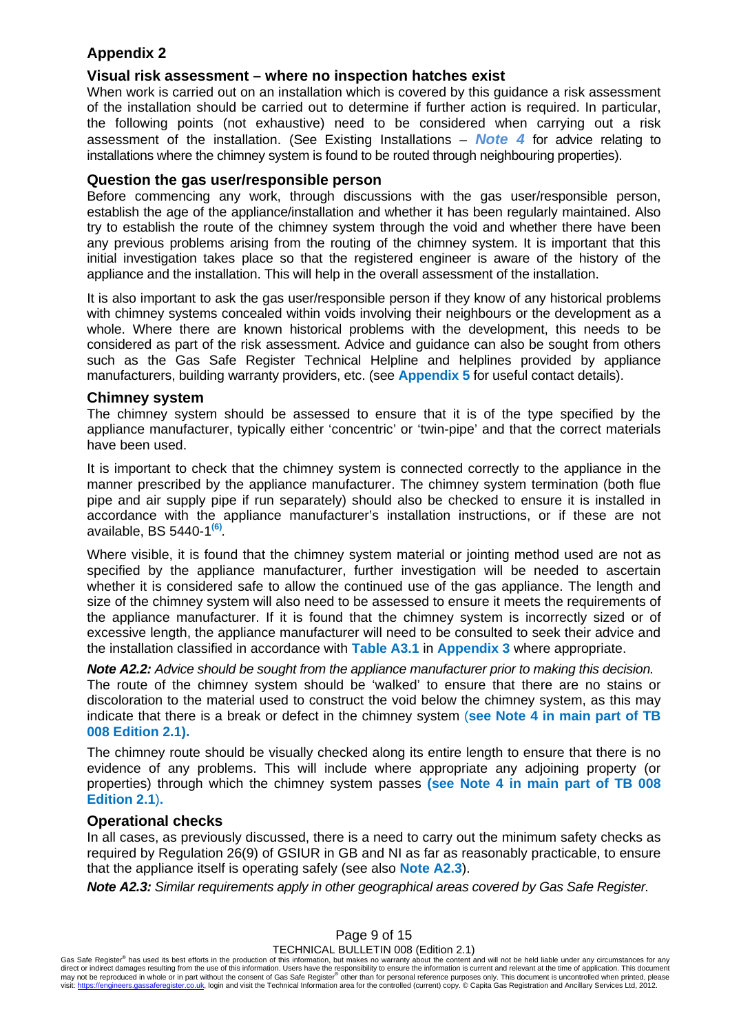## Appendix 2

### Visual risk assessment – where no inspection hatches exist

When work is carried out on an installation which is covered by this guidance a risk assessment of the installation should be carried out to determine if further action is required. In particular, the following points (not exhaustive) need to be considered when carrying out a risk assessment of the installation. (See Existing Installations – ***Note 4*** for advice relating to installations where the chimney system is found to be routed through neighbouring properties).

### Question the gas user/responsible person

Before commencing any work, through discussions with the gas user/responsible person, establish the age of the appliance/installation and whether it has been regularly maintained. Also try to establish the route of the chimney system through the void and whether there have been any previous problems arising from the routing of the chimney system. It is important that this initial investigation takes place so that the registered engineer is aware of the history of the appliance and the installation. This will help in the overall assessment of the installation.

It is also important to ask the gas user/responsible person if they know of any historical problems with chimney systems concealed within voids involving their neighbours or the development as a whole. Where there are known historical problems with the development, this needs to be considered as part of the risk assessment. Advice and guidance can also be sought from others such as the Gas Safe Register Technical Helpline and helplines provided by appliance manufacturers, building warranty providers, etc. (see **Appendix 5** for useful contact details).

### Chimney system

The chimney system should be assessed to ensure that it is of the type specified by the appliance manufacturer, typically either 'concentric' or 'twin-pipe' and that the correct materials have been used.

It is important to check that the chimney system is connected correctly to the appliance in the manner prescribed by the appliance manufacturer. The chimney system termination (both flue pipe and air supply pipe if run separately) should also be checked to ensure it is installed in accordance with the appliance manufacturer's installation instructions, or if these are not available, BS 5440-1[(6)].

Where visible, it is found that the chimney system material or jointing method used are not as specified by the appliance manufacturer, further investigation will be needed to ascertain whether it is considered safe to allow the continued use of the gas appliance. The length and size of the chimney system will also need to be assessed to ensure it meets the requirements of the appliance manufacturer. If it is found that the chimney system is incorrectly sized or of excessive length, the appliance manufacturer will need to be consulted to seek their advice and the installation classified in accordance with **Table A3.1** in **Appendix 3** where appropriate.

***Note A2.2:*** *Advice should be sought from the appliance manufacturer prior to making this decision.*

The route of the chimney system should be 'walked' to ensure that there are no stains or discoloration to the material used to construct the void below the chimney system, as this may indicate that there is a break or defect in the chimney system (**see Note 4 in main part of TB 008 Edition 2.1).**

The chimney route should be visually checked along its entire length to ensure that there is no evidence of any problems. This will include where appropriate any adjoining property (or properties) through which the chimney system passes **(see Note 4 in main part of TB 008 Edition 2.1).**

### Operational checks

In all cases, as previously discussed, there is a need to carry out the minimum safety checks as required by Regulation 26(9) of GSIUR in GB and NI as far as reasonably practicable, to ensure that the appliance itself is operating safely (see also **Note A2.3**).

***Note A2.3:*** *Similar requirements apply in other geographical areas covered by Gas Safe Register.*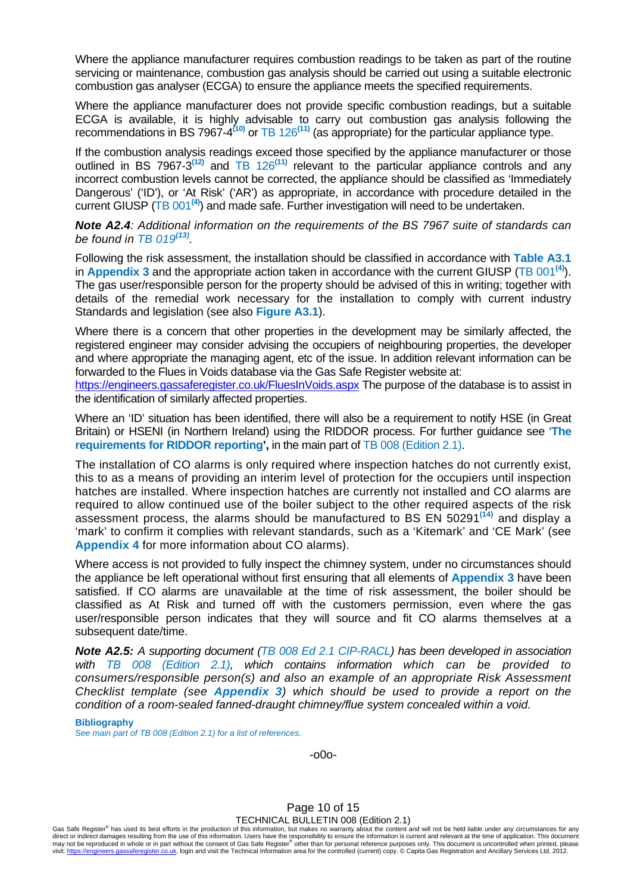Where the appliance manufacturer requires combustion readings to be taken as part of the routine servicing or maintenance, combustion gas analysis should be carried out using a suitable electronic combustion gas analyser (ECGA) to ensure the appliance meets the specified requirements.

Where the appliance manufacturer does not provide specific combustion readings, but a suitable ECGA is available, it is highly advisable to carry out combustion gas analysis following the recommendations in BS 7967-4[(10)] or TB 126[(11)] (as appropriate) for the particular appliance type.

If the combustion analysis readings exceed those specified by the appliance manufacturer or those outlined in BS 7967-3[(12)] and TB 126[(11)] relevant to the particular appliance controls and any incorrect combustion levels cannot be corrected, the appliance should be classified as 'Immediately Dangerous' ('ID'), or 'At Risk' ('AR') as appropriate, in accordance with procedure detailed in the current GIUSP (TB 001[(4)]) and made safe. Further investigation will need to be undertaken.

***Note A2.4**: Additional information on the requirements of the BS 7967 suite of standards can be found in TB 019[(13)].*

Following the risk assessment, the installation should be classified in accordance with **Table A3.1** in **Appendix 3** and the appropriate action taken in accordance with the current GIUSP (TB 001[(4)]). The gas user/responsible person for the property should be advised of this in writing; together with details of the remedial work necessary for the installation to comply with current industry Standards and legislation (see also **Figure A3.1**).

Where there is a concern that other properties in the development may be similarly affected, the registered engineer may consider advising the occupiers of neighbouring properties, the developer and where appropriate the managing agent, etc of the issue. In addition relevant information can be forwarded to the Flues in Voids database via the Gas Safe Register website at: https://engineers.gassaferegister.co.uk/FluesInVoids.aspx The purpose of the database is to assist in the identification of similarly affected properties.

Where an 'ID' situation has been identified, there will also be a requirement to notify HSE (in Great Britain) or HSENI (in Northern Ireland) using the RIDDOR process. For further guidance see '**The requirements for RIDDOR reporting'**, in the main part of TB 008 (Edition 2.1).

The installation of CO alarms is only required where inspection hatches do not currently exist, this to as a means of providing an interim level of protection for the occupiers until inspection hatches are installed. Where inspection hatches are currently not installed and CO alarms are required to allow continued use of the boiler subject to the other required aspects of the risk assessment process, the alarms should be manufactured to BS EN 50291[(14)] and display a 'mark' to confirm it complies with relevant standards, such as a 'Kitemark' and 'CE Mark' (see **Appendix 4** for more information about CO alarms).

Where access is not provided to fully inspect the chimney system, under no circumstances should the appliance be left operational without first ensuring that all elements of **Appendix 3** have been satisfied. If CO alarms are unavailable at the time of risk assessment, the boiler should be classified as At Risk and turned off with the customers permission, even where the gas user/responsible person indicates that they will source and fit CO alarms themselves at a subsequent date/time.

***Note A2.5:** A supporting document (TB 008 Ed 2.1 CIP-RACL) has been developed in association with TB 008 (Edition 2.1), which contains information which can be provided to consumers/responsible person(s) and also an example of an appropriate Risk Assessment Checklist template (see **Appendix 3**) which should be used to provide a report on the condition of a room-sealed fanned-draught chimney/flue system concealed within a void.*

**Bibliography**

*See main part of TB 008 (Edition 2.1) for a list of references.*

-o0o-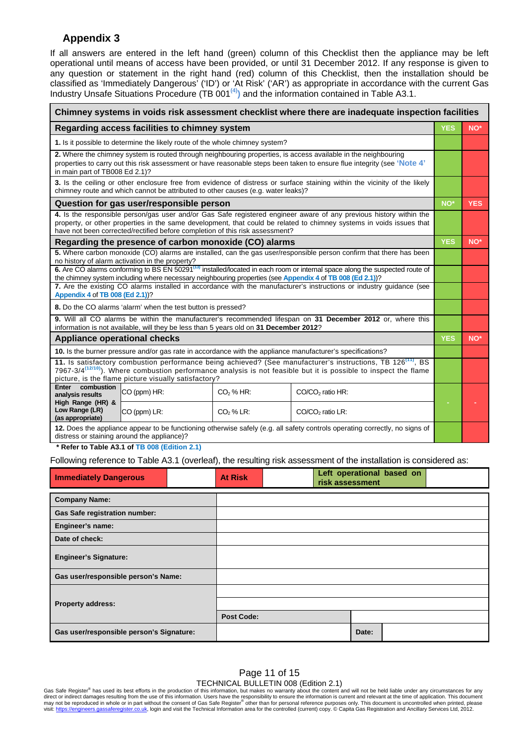## Appendix 3

If all answers are entered in the left hand (green) column of this Checklist then the appliance may be left operational until means of access have been provided, or until 31 December 2012. If any response is given to any question or statement in the right hand (red) column of this Checklist, then the installation should be classified as 'Immediately Dangerous' ('ID') or 'At Risk' ('AR') as appropriate in accordance with the current Gas Industry Unsafe Situations Procedure (TB 001[(4)]) and the information contained in Table A3.1.

| Chimney systems in voids risk assessment checklist where there are inadequate inspection facilities | | | | | |
|---|---|---|---|---|---|
| **Regarding access facilities to chimney system** | | | | **YES** | **NO*** |
| 1. Is it possible to determine the likely route of the whole chimney system? | | | | | |
| 2. Where the chimney system is routed through neighbouring properties, is access available in the neighbouring properties to carry out this risk assessment or have reasonable steps been taken to ensure flue integrity (see 'Note 4' in main part of TB008 Ed 2.1)? | | | | | |
| 3. Is the ceiling or other enclosure free from evidence of distress or surface staining within the vicinity of the likely chimney route and which cannot be attributed to other causes (e.g. water leaks)? | | | | | |
| **Question for gas user/responsible person** | | | | **NO*** | **YES** |
| 4. Is the responsible person/gas user and/or Gas Safe registered engineer aware of any previous history within the property, or other properties in the same development, that could be related to chimney systems in voids issues that have not been corrected/rectified before completion of this risk assessment? | | | | | |
| **Regarding the presence of carbon monoxide (CO) alarms** | | | | **YES** | **NO*** |
| 5. Where carbon monoxide (CO) alarms are installed, can the gas user/responsible person confirm that there has been no history of alarm activation in the property? | | | | | |
| 6. Are CO alarms conforming to BS EN 50291[(13)] installed/located in each room or internal space along the suspected route of the chimney system including where necessary neighbouring properties (see Appendix 4 of TB 008 (Ed 2.1))? | | | | | |
| 7. Are the existing CO alarms installed in accordance with the manufacturer's instructions or industry guidance (see Appendix 4 of TB 008 (Ed 2.1))? | | | | | |
| 8. Do the CO alarms 'alarm' when the test button is pressed? | | | | | |
| 9. Will all CO alarms be within the manufacturer's recommended lifespan on **31 December 2012** or, where this information is not available, will they be less than 5 years old on **31 December 2012**? | | | | | |
| **Appliance operational checks** | | | | **YES** | **NO*** |
| 10. Is the burner pressure and/or gas rate in accordance with the appliance manufacturer's specifications? | | | | | |
| 11. Is satisfactory combustion performance being achieved? (See manufacturer's instructions, TB 126[(11)], BS 7967-3/4[(12/10)]). Where combustion performance analysis is not feasible but it is possible to inspect the flame picture, is the flame picture visually satisfactory? | | | | | |
| **Enter combustion analysis results High Range (HR) & Low Range (LR) (as appropriate)** | CO (ppm) HR: | $CO_2$ % HR: | $CO/CO_2$ ratio HR: | - | - |
| | CO (ppm) LR: | $CO_2$ % LR: | $CO/CO_2$ ratio LR: | | |
| 12. Does the appliance appear to be functioning otherwise safely (e.g. all safety controls operating correctly, no signs of distress or staining around the appliance)? | | | | | |

**\* Refer to Table A3.1 of TB 008 (Edition 2.1)**

Following reference to Table A3.1 (overleaf), the resulting risk assessment of the installation is considered as:

| **Immediately Dangerous** | | **At Risk** | | **Left operational based on risk assessment** | |
|---|---|---|---|---|---|

| | | | |
|---|---|---|---|
| **Company Name:** | | | |
| **Gas Safe registration number:** | | | |
| **Engineer's name:** | | | |
| **Date of check:** | | | |
| **Engineer's Signature:** | | | |
| **Gas user/responsible person's Name:** | | | |
| **Property address:** | | | |
| | | | |
| | **Post Code:** | | |
| **Gas user/responsible person's Signature:** | | **Date:** | |

Gas Safe Register® has used its best efforts in the production of this information, but makes no warranty about the content and will not be held liable under any circumstances for any direct or indirect damages resulting from the use of this information. Users have the responsibility to ensure the information is current and relevant at the time of application. This document may not be reproduced in whole or in part without the consent of Gas Safe Register® other than for personal reference purposes only. This document is uncontrolled when printed, please visit: https://engineers.gassaferegister.co.uk, login and visit the Technical Information area for the controlled (current) copy. © Capita Gas Registration and Ancillary Services Ltd, 2012.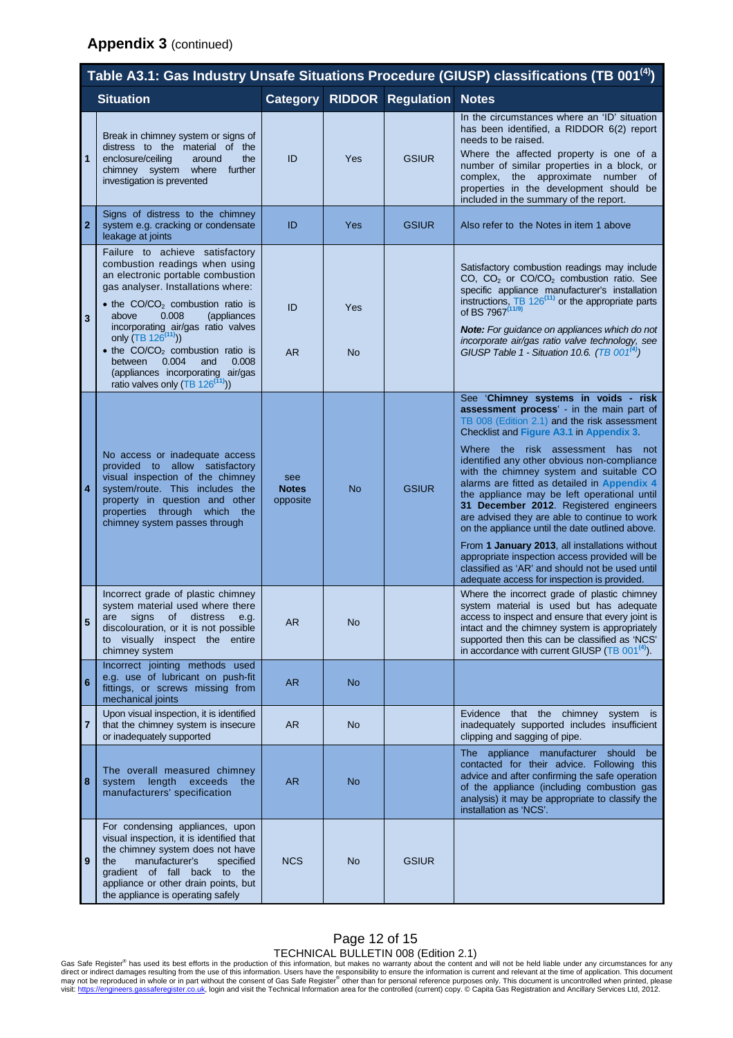## **Appendix 3** (continued)

**Table A3.1: Gas Industry Unsafe Situations Procedure (GIUSP) classifications (TB 001[4])**

| | Situation | Category | RIDDOR | Regulation | Notes |
|---|---|---|---|---|---|
| 1 | Break in chimney system or signs of distress to the material of the enclosure/ceiling around the chimney system where further investigation is prevented | ID | Yes | GSIUR | In the circumstances where an 'ID' situation has been identified, a RIDDOR 6(2) report needs to be raised.<br>Where the affected property is one of a number of similar properties in a block, or complex, the approximate number of properties in the development should be included in the summary of the report. |
| 2 | Signs of distress to the chimney system e.g. cracking or condensate leakage at joints | ID | Yes | GSIUR | Also refer to the Notes in item 1 above |
| 3 | Failure to achieve satisfactory combustion readings when using an electronic portable combustion gas analyser. Installations where:<br>• the $CO/CO_2$ combustion ratio is above 0.008 (appliances incorporating air/gas ratio valves only (TB 126[11]))<br>• the $CO/CO_2$ combustion ratio is between 0.004 and 0.008 (appliances incorporating air/gas ratio valves only (TB 126[11])) | ID<br><br>AR | Yes<br><br>No | | Satisfactory combustion readings may include CO, $CO_2$ or $CO/CO_2$ combustion ratio. See specific appliance manufacturer's installation instructions, TB 126[11] or the appropriate parts of BS 7967[11/9]<br>***Note:*** *For guidance on appliances which do not incorporate air/gas ratio valve technology, see GIUSP Table 1 - Situation 10.6. (TB 001[4])* |
| 4 | No access or inadequate access provided to allow satisfactory visual inspection of the chimney system/route. This includes the property in question and other properties through which the chimney system passes through | see **Notes** opposite | No | GSIUR | See '**Chimney systems in voids - risk assessment process**' - in the main part of TB 008 (Edition 2.1) and the risk assessment Checklist and **Figure A3.1** in **Appendix 3**.<br>Where the risk assessment has not identified any other obvious non-compliance with the chimney system and suitable CO alarms are fitted as detailed in **Appendix 4** the appliance may be left operational until **31 December 2012**. Registered engineers are advised they are able to continue to work on the appliance until the date outlined above.<br>From **1 January 2013**, all installations without appropriate inspection access provided will be classified as 'AR' and should not be used until adequate access for inspection is provided. |
| 5 | Incorrect grade of plastic chimney system material used where there are signs of distress e.g. discolouration, or it is not possible to visually inspect the entire chimney system | AR | No | | Where the incorrect grade of plastic chimney system material is used but has adequate access to inspect and ensure that every joint is intact and the chimney system is appropriately supported then this can be classified as 'NCS' in accordance with current GIUSP (TB 001[4]). |
| 6 | Incorrect jointing methods used e.g. use of lubricant on push-fit fittings, or screws missing from mechanical joints | AR | No | | |
| 7 | Upon visual inspection, it is identified that the chimney system is insecure or inadequately supported | AR | No | | Evidence that the chimney system is inadequately supported includes insufficient clipping and sagging of pipe. |
| 8 | The overall measured chimney system length exceeds the manufacturers' specification | AR | No | | The appliance manufacturer should be contacted for their advice. Following this advice and after confirming the safe operation of the appliance (including combustion gas analysis) it may be appropriate to classify the installation as 'NCS'. |
| 9 | For condensing appliances, upon visual inspection, it is identified that the chimney system does not have the manufacturer's specified gradient of fall back to the appliance or other drain points, but the appliance is operating safely | NCS | No | GSIUR | |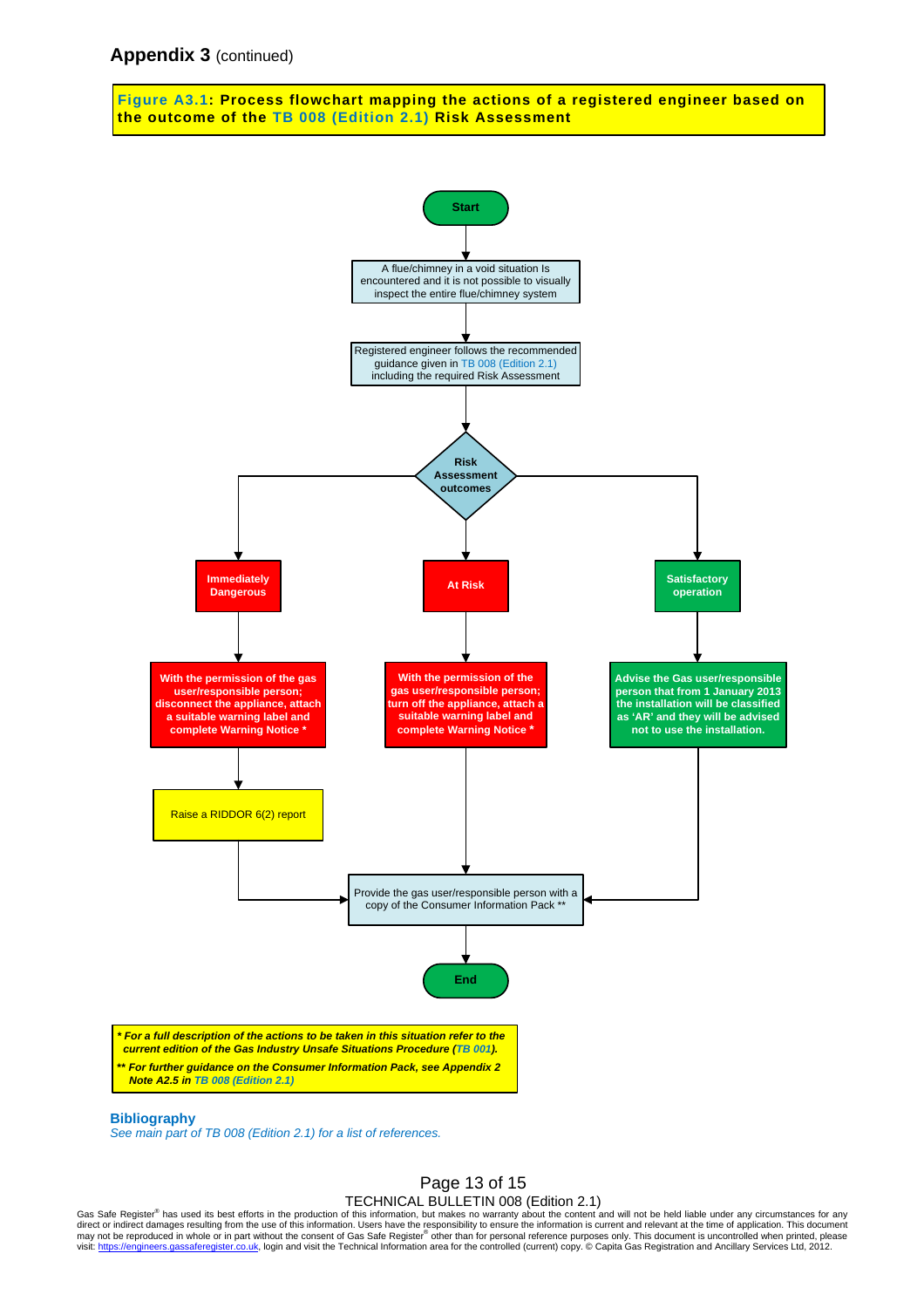**Appendix 3** (continued)

**Figure A3.1: Process flowchart mapping the actions of a registered engineer based on the outcome of the TB 008 (Edition 2.1) Risk Assessment**

Start

A flue/chimney in a void situation Is encountered and it is not possible to visually inspect the entire flue/chimney system

Registered engineer follows the recommended guidance given in TB 008 (Edition 2.1) including the required Risk Assessment

**Risk Assessment outcomes**

**Immediately Dangerous**

**With the permission of the gas user/responsible person; disconnect the appliance, attach a suitable warning label and complete Warning Notice \***

Raise a RIDDOR 6(2) report

**At Risk**

**With the permission of the gas user/responsible person; turn off the appliance, attach a suitable warning label and complete Warning Notice \***

**Satisfactory operation**

**Advise the Gas user/responsible person that from 1 January 2013 the installation will be classified as 'AR' and they will be advised not to use the installation.**

Provide the gas user/responsible person with a copy of the Consumer Information Pack **

End

***\* For a full description of the actions to be taken in this situation refer to the current edition of the Gas Industry Unsafe Situations Procedure (TB 001).***

***\*\* For further guidance on the Consumer Information Pack, see Appendix 2 Note A2.5 in TB 008 (Edition 2.1)***

## Bibliography

*See main part of TB 008 (Edition 2.1) for a list of references.*

Gas Safe Register® has used its best efforts in the production of this information, but makes no warranty about the content and will not be held liable under any circumstances for any direct or indirect damages resulting from the use of this information. Users have the responsibility to ensure the information is current and relevant at the time of application. This document may not be reproduced in whole or in part without the consent of Gas Safe Register® other than for personal reference purposes only. This document is uncontrolled when printed, please visit: https://engineers.gassaferegister.co.uk, login and visit the Technical Information area for the controlled (current) copy. © Capita Gas Registration and Ancillary Services Ltd, 2012.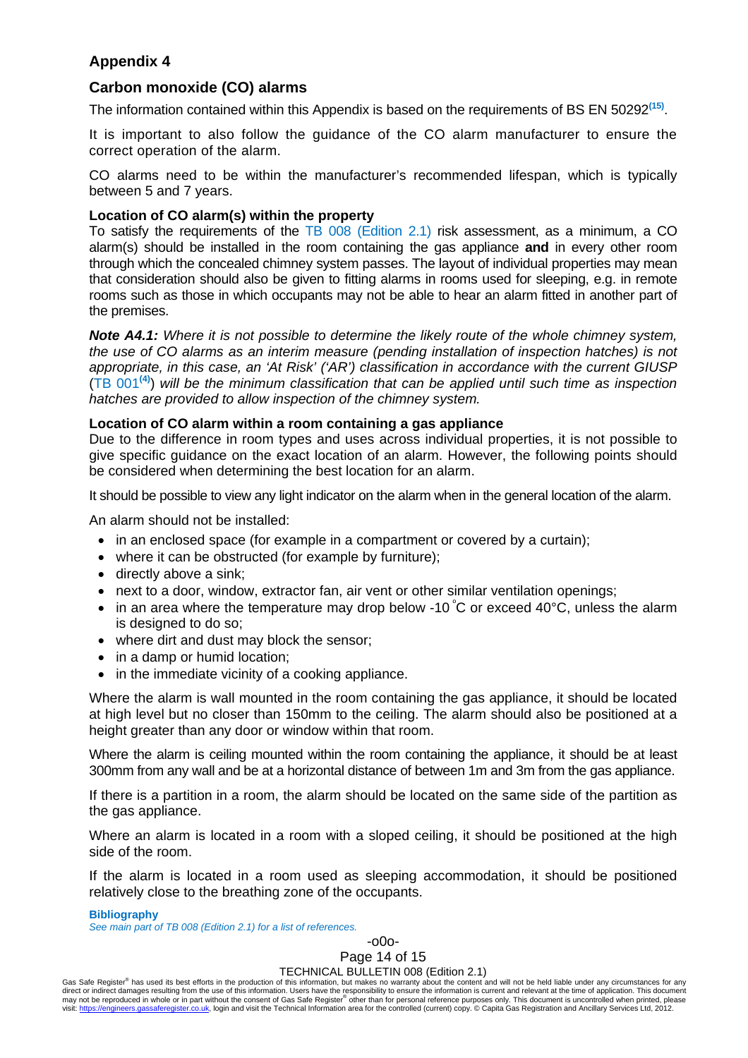## Appendix 4

## Carbon monoxide (CO) alarms

The information contained within this Appendix is based on the requirements of BS EN 50292[15].

It is important to also follow the guidance of the CO alarm manufacturer to ensure the correct operation of the alarm.

CO alarms need to be within the manufacturer's recommended lifespan, which is typically between 5 and 7 years.

### Location of CO alarm(s) within the property

To satisfy the requirements of the TB 008 (Edition 2.1) risk assessment, as a minimum, a CO alarm(s) should be installed in the room containing the gas appliance **and** in every other room through which the concealed chimney system passes. The layout of individual properties may mean that consideration should also be given to fitting alarms in rooms used for sleeping, e.g. in remote rooms such as those in which occupants may not be able to hear an alarm fitted in another part of the premises.

***Note A4.1:*** *Where it is not possible to determine the likely route of the whole chimney system, the use of CO alarms as an interim measure (pending installation of inspection hatches) is not appropriate, in this case, an 'At Risk' ('AR') classification in accordance with the current GIUSP (*TB 001[4]*) will be the minimum classification that can be applied until such time as inspection hatches are provided to allow inspection of the chimney system.*

### Location of CO alarm within a room containing a gas appliance

Due to the difference in room types and uses across individual properties, it is not possible to give specific guidance on the exact location of an alarm. However, the following points should be considered when determining the best location for an alarm.

It should be possible to view any light indicator on the alarm when in the general location of the alarm.

An alarm should not be installed:

- in an enclosed space (for example in a compartment or covered by a curtain);
- where it can be obstructed (for example by furniture);
- directly above a sink;
- next to a door, window, extractor fan, air vent or other similar ventilation openings;
- in an area where the temperature may drop below -10 °C or exceed 40°C, unless the alarm is designed to do so;
- where dirt and dust may block the sensor;
- in a damp or humid location;
- in the immediate vicinity of a cooking appliance.

Where the alarm is wall mounted in the room containing the gas appliance, it should be located at high level but no closer than 150mm to the ceiling. The alarm should also be positioned at a height greater than any door or window within that room.

Where the alarm is ceiling mounted within the room containing the appliance, it should be at least 300mm from any wall and be at a horizontal distance of between 1m and 3m from the gas appliance.

If there is a partition in a room, the alarm should be located on the same side of the partition as the gas appliance.

Where an alarm is located in a room with a sloped ceiling, it should be positioned at the high side of the room.

If the alarm is located in a room used as sleeping accommodation, it should be positioned relatively close to the breathing zone of the occupants.

**Bibliography**

*See main part of TB 008 (Edition 2.1) for a list of references.*

-o0o-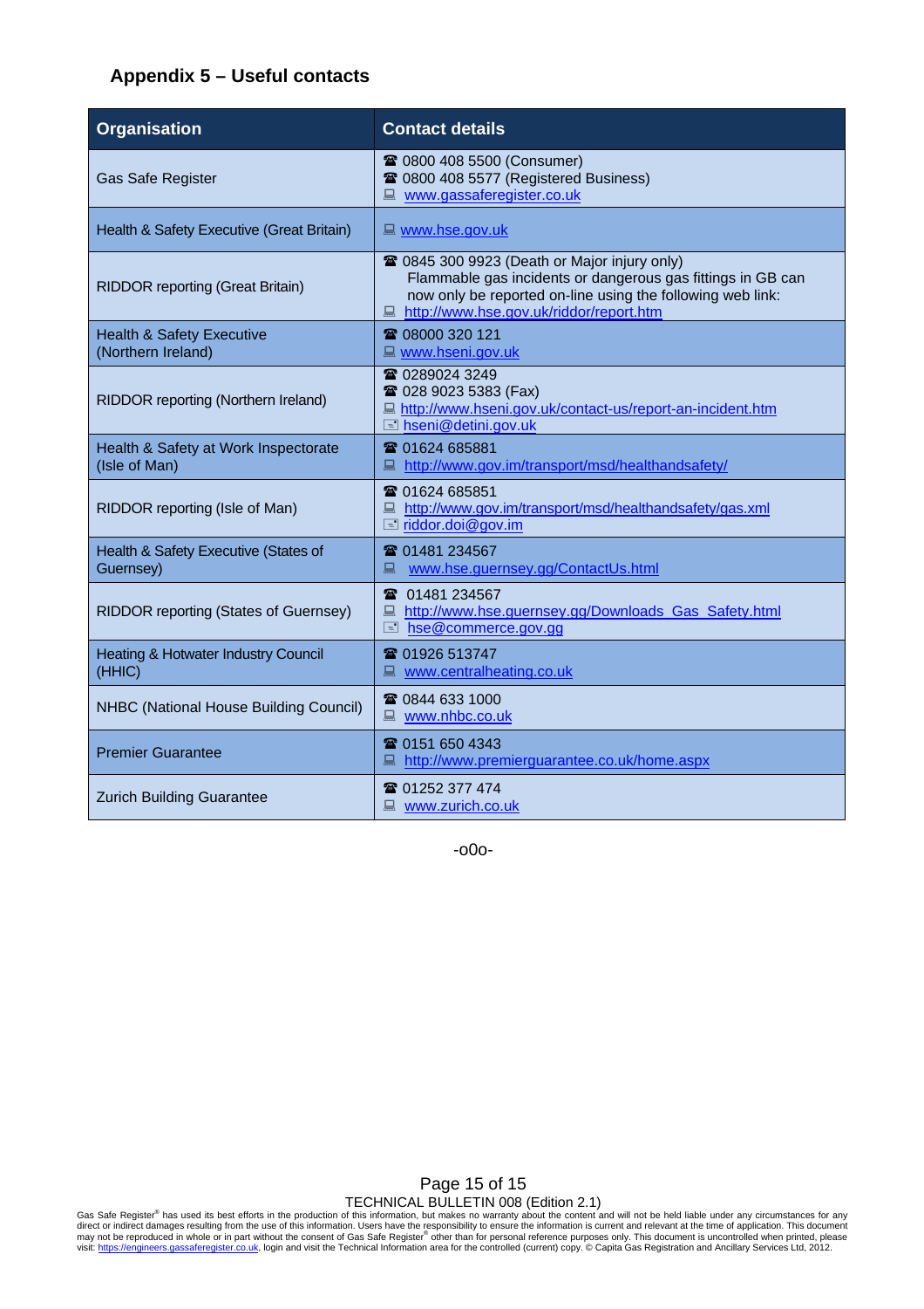## Appendix 5 – Useful contacts

| Organisation | Contact details |
|---|---|
| Gas Safe Register | ☎ 0800 408 5500 (Consumer)<br>☎ 0800 408 5577 (Registered Business)<br>www.gassaferegister.co.uk |
| Health & Safety Executive (Great Britain) | www.hse.gov.uk |
| RIDDOR reporting (Great Britain) | ☎ 0845 300 9923 (Death or Major injury only)<br>Flammable gas incidents or dangerous gas fittings in GB can now only be reported on-line using the following web link:<br>http://www.hse.gov.uk/riddor/report.htm |
| Health & Safety Executive (Northern Ireland) | ☎ 08000 320 121<br>www.hseni.gov.uk |
| RIDDOR reporting (Northern Ireland) | ☎ 0289024 3249<br>☎ 028 9023 5383 (Fax)<br>http://www.hseni.gov.uk/contact-us/report-an-incident.htm<br>hseni@detini.gov.uk |
| Health & Safety at Work Inspectorate (Isle of Man) | ☎ 01624 685881<br>http://www.gov.im/transport/msd/healthandsafety/ |
| RIDDOR reporting (Isle of Man) | ☎ 01624 685851<br>http://www.gov.im/transport/msd/healthandsafety/gas.xml<br>riddor.doi@gov.im |
| Health & Safety Executive (States of Guernsey) | ☎ 01481 234567<br>www.hse.guernsey.gg/ContactUs.html |
| RIDDOR reporting (States of Guernsey) | ☎ 01481 234567<br>http://www.hse.guernsey.gg/Downloads_Gas_Safety.html<br>hse@commerce.gov.gg |
| Heating & Hotwater Industry Council (HHIC) | ☎ 01926 513747<br>www.centralheating.co.uk |
| NHBC (National House Building Council) | ☎ 0844 633 1000<br>www.nhbc.co.uk |
| Premier Guarantee | ☎ 0151 650 4343<br>http://www.premierguarantee.co.uk/home.aspx |
| Zurich Building Guarantee | ☎ 01252 377 474<br>www.zurich.co.uk |

-o0o-

TECHNICAL BULLETIN 008 (Edition 2.1)

Gas Safe Register® has used its best efforts in the production of this information, but makes no warranty about the content and will not be held liable under any circumstances for any direct or indirect damages resulting from the use of this information. Users have the responsibility to ensure the information is current and relevant at the time of application. This document may not be reproduced in whole or in part without the consent of Gas Safe Register® other than for personal reference purposes only. This document is uncontrolled when printed, please visit: https://engineers.gassaferegister.co.uk, login and visit the Technical Information area for the controlled (current) copy. © Capita Gas Registration and Ancillary Services Ltd, 2012.